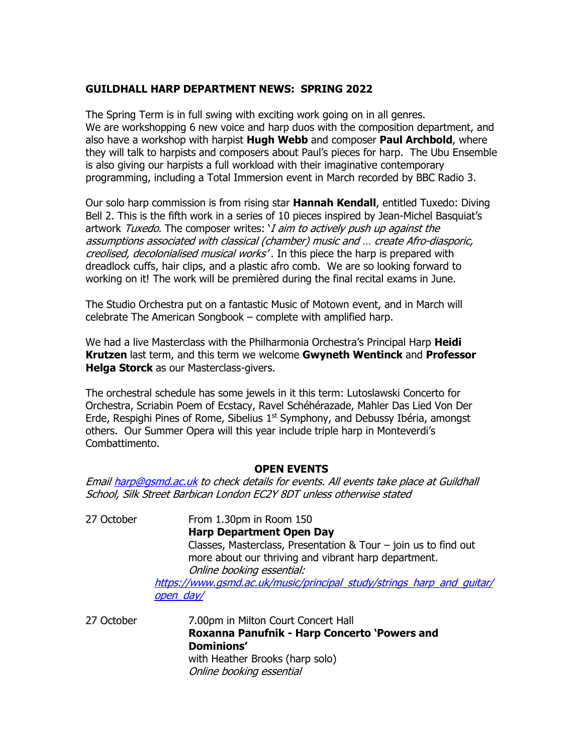## GUILDHALL HARP DEPARTMENT NEWS: SPRING 2022

The Spring Term is in full swing with exciting work going on in all genres.
We are workshopping 6 new voice and harp duos with the composition department, and also have a workshop with harpist **Hugh Webb** and composer **Paul Archbold**, where they will talk to harpists and composers about Paul's pieces for harp. The Ubu Ensemble is also giving our harpists a full workload with their imaginative contemporary programming, including a Total Immersion event in March recorded by BBC Radio 3.

Our solo harp commission is from rising star **Hannah Kendall**, entitled Tuxedo: Diving Bell 2. This is the fifth work in a series of 10 pieces inspired by Jean-Michel Basquiat's artwork *Tuxedo*. The composer writes: '*I aim to actively push up against the assumptions associated with classical (chamber) music and … create Afro-diasporic, creolised, decolonialised musical works*'. In this piece the harp is prepared with dreadlock cuffs, hair clips, and a plastic afro comb. We are so looking forward to working on it! The work will be premièred during the final recital exams in June.

The Studio Orchestra put on a fantastic Music of Motown event, and in March will celebrate The American Songbook – complete with amplified harp.

We had a live Masterclass with the Philharmonia Orchestra's Principal Harp **Heidi Krutzen** last term, and this term we welcome **Gwyneth Wentinck** and **Professor Helga Storck** as our Masterclass-givers.

The orchestral schedule has some jewels in it this term: Lutoslawski Concerto for Orchestra, Scriabin Poem of Ecstacy, Ravel Schéhérazade, Mahler Das Lied Von Der Erde, Respighi Pines of Rome, Sibelius 1st Symphony, and Debussy Ibéria, amongst others. Our Summer Opera will this year include triple harp in Monteverdi's Combattimento.

### OPEN EVENTS

*Email harp@gsmd.ac.uk to check details for events. All events take place at Guildhall School, Silk Street Barbican London EC2Y 8DT unless otherwise stated*

27 October — From 1.30pm in Room 150
**Harp Department Open Day**
Classes, Masterclass, Presentation & Tour – join us to find out more about our thriving and vibrant harp department.
*Online booking essential:*
https://www.gsmd.ac.uk/music/principal_study/strings_harp_and_guitar/open_day/

27 October — 7.00pm in Milton Court Concert Hall
**Roxanna Panufnik - Harp Concerto 'Powers and Dominions'**
with Heather Brooks (harp solo)
*Online booking essential*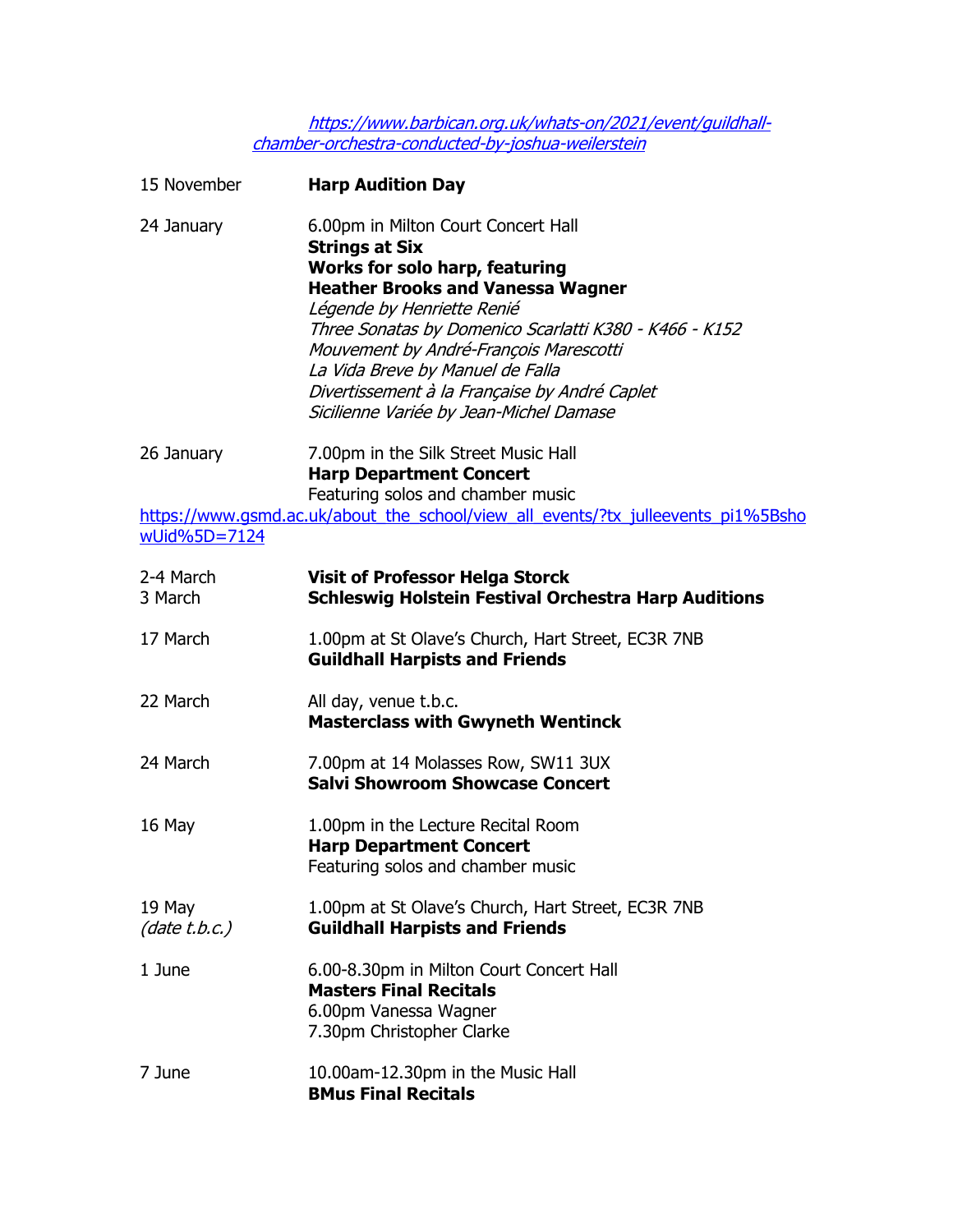*https://www.barbican.org.uk/whats-on/2021/event/guildhall-chamber-orchestra-conducted-by-joshua-weilerstein*

15 November **Harp Audition Day**

24 January 6.00pm in Milton Court Concert Hall
**Strings at Six**
**Works for solo harp, featuring**
**Heather Brooks and Vanessa Wagner**
*Légende by Henriette Renié*
*Three Sonatas by Domenico Scarlatti K380 - K466 - K152*
*Mouvement by André-François Marescotti*
*La Vida Breve by Manuel de Falla*
*Divertissement à la Française by André Caplet*
*Sicilienne Variée by Jean-Michel Damase*

26 January 7.00pm in the Silk Street Music Hall
**Harp Department Concert**
Featuring solos and chamber music
https://www.gsmd.ac.uk/about_the_school/view_all_events/?tx_julleevents_pi1%5BshowUid%5D=7124

2-4 March **Visit of Professor Helga Storck**
3 March **Schleswig Holstein Festival Orchestra Harp Auditions**

17 March 1.00pm at St Olave's Church, Hart Street, EC3R 7NB
**Guildhall Harpists and Friends**

22 March All day, venue t.b.c.
**Masterclass with Gwyneth Wentinck**

24 March 7.00pm at 14 Molasses Row, SW11 3UX
**Salvi Showroom Showcase Concert**

16 May 1.00pm in the Lecture Recital Room
**Harp Department Concert**
Featuring solos and chamber music

19 May *(date t.b.c.)* 1.00pm at St Olave's Church, Hart Street, EC3R 7NB
**Guildhall Harpists and Friends**

1 June 6.00-8.30pm in Milton Court Concert Hall
**Masters Final Recitals**
6.00pm Vanessa Wagner
7.30pm Christopher Clarke

7 June 10.00am-12.30pm in the Music Hall
**BMus Final Recitals**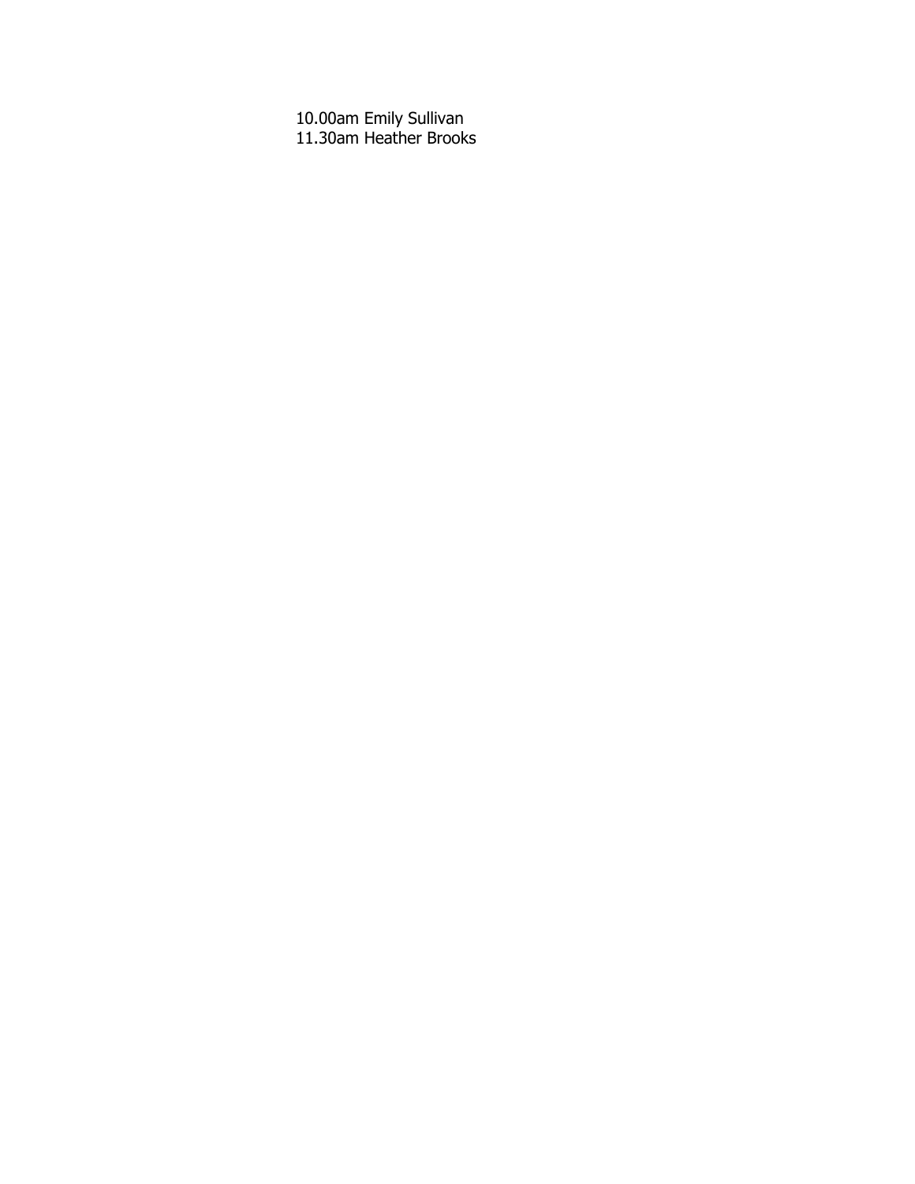10.00am Emily Sullivan
11.30am Heather Brooks